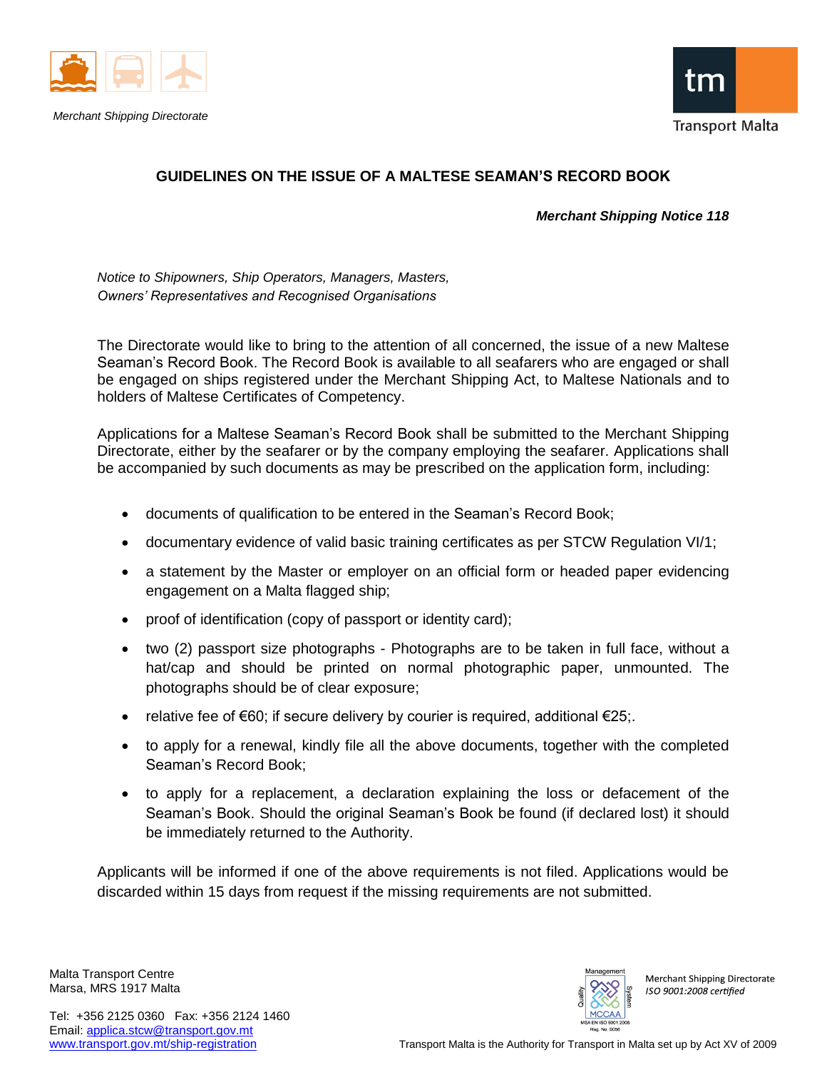Merchant Shipping Directorate

# GUIDELINES ON THE ISSUE OF A MALTESE SEAMAN'S RECORD BOOK

***Merchant Shipping Notice 118***

*Notice to Shipowners, Ship Operators, Managers, Masters, Owners' Representatives and Recognised Organisations*

The Directorate would like to bring to the attention of all concerned, the issue of a new Maltese Seaman's Record Book. The Record Book is available to all seafarers who are engaged or shall be engaged on ships registered under the Merchant Shipping Act, to Maltese Nationals and to holders of Maltese Certificates of Competency.

Applications for a Maltese Seaman's Record Book shall be submitted to the Merchant Shipping Directorate, either by the seafarer or by the company employing the seafarer. Applications shall be accompanied by such documents as may be prescribed on the application form, including:

- documents of qualification to be entered in the Seaman's Record Book;
- documentary evidence of valid basic training certificates as per STCW Regulation VI/1;
- a statement by the Master or employer on an official form or headed paper evidencing engagement on a Malta flagged ship;
- proof of identification (copy of passport or identity card);
- two (2) passport size photographs - Photographs are to be taken in full face, without a hat/cap and should be printed on normal photographic paper, unmounted. The photographs should be of clear exposure;
- relative fee of €60; if secure delivery by courier is required, additional €25;.
- to apply for a renewal, kindly file all the above documents, together with the completed Seaman's Record Book;
- to apply for a replacement, a declaration explaining the loss or defacement of the Seaman's Book. Should the original Seaman's Book be found (if declared lost) it should be immediately returned to the Authority.

Applicants will be informed if one of the above requirements is not filed. Applications would be discarded within 15 days from request if the missing requirements are not submitted.

Malta Transport Centre
Marsa, MRS 1917 Malta

Tel: +356 2125 0360 Fax: +356 2124 1460
Email: applica.stcw@transport.gov.mt
www.transport.gov.mt/ship-registration

Merchant Shipping Directorate
*ISO 9001:2008 certified*

Transport Malta is the Authority for Transport in Malta set up by Act XV of 2009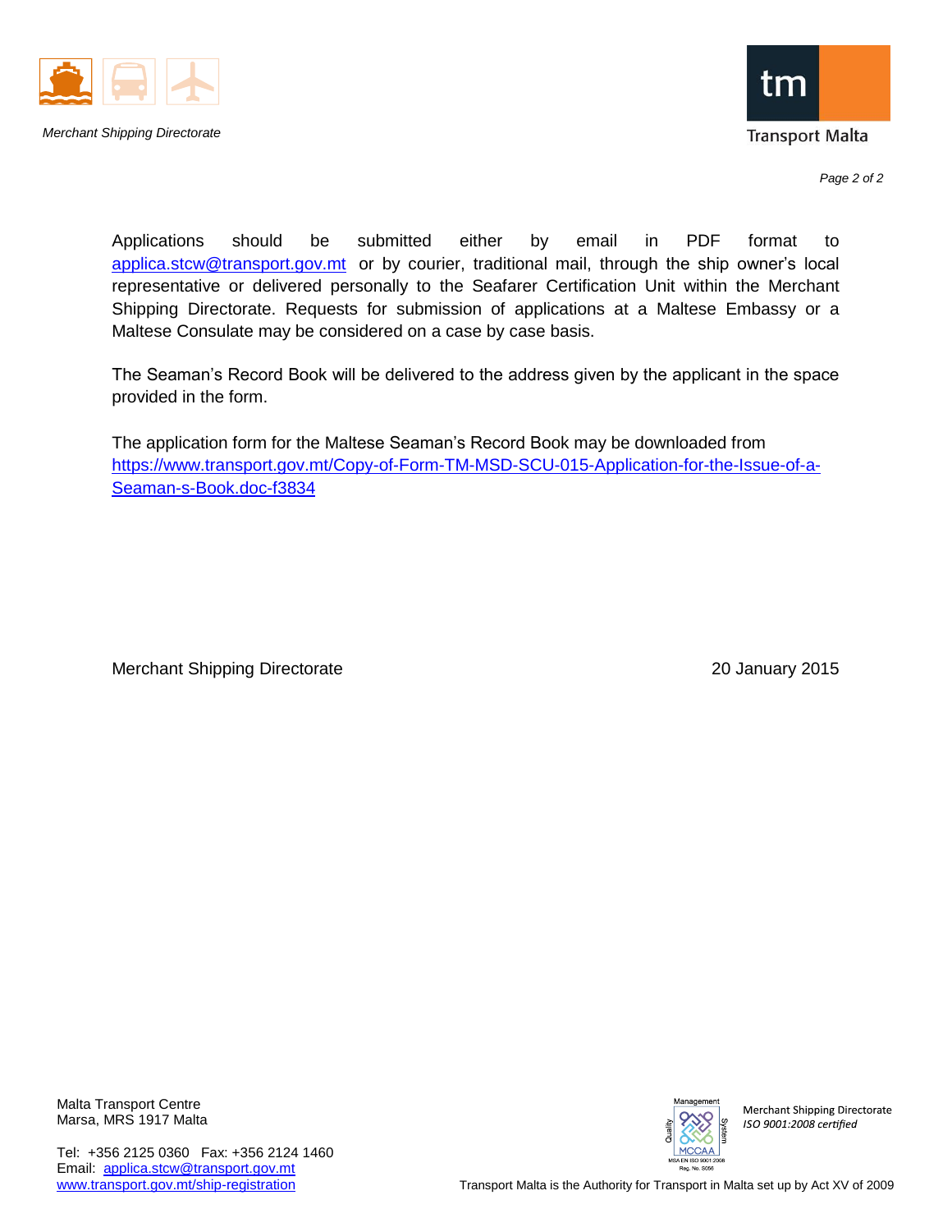Applications should be submitted either by email in PDF format to applica.stcw@transport.gov.mt or by courier, traditional mail, through the ship owner's local representative or delivered personally to the Seafarer Certification Unit within the Merchant Shipping Directorate. Requests for submission of applications at a Maltese Embassy or a Maltese Consulate may be considered on a case by case basis.

The Seaman's Record Book will be delivered to the address given by the applicant in the space provided in the form.

The application form for the Maltese Seaman's Record Book may be downloaded from https://www.transport.gov.mt/Copy-of-Form-TM-MSD-SCU-015-Application-for-the-Issue-of-a-Seaman-s-Book.doc-f3834

Merchant Shipping Directorate — 20 January 2015